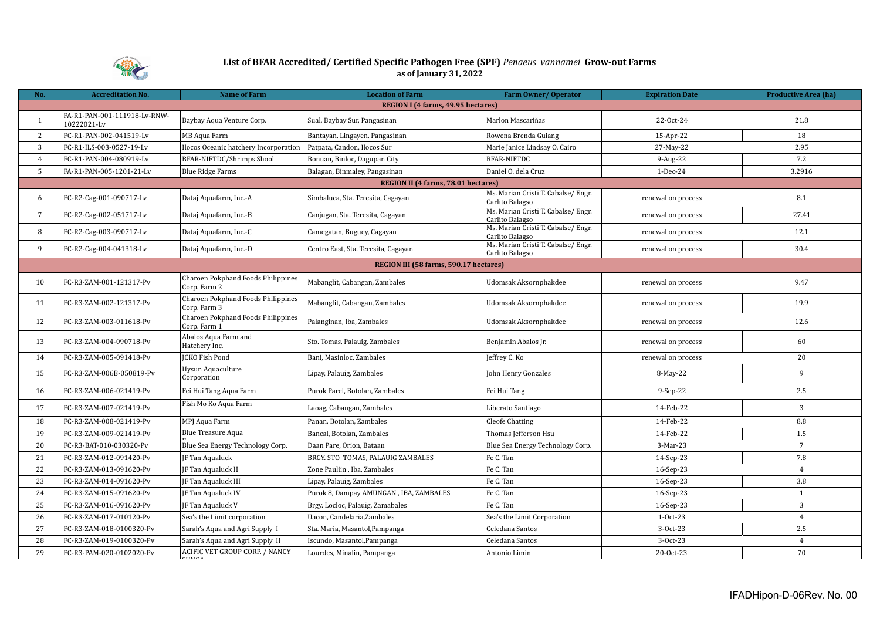# List of BFAR Accredited/ Certified Specific Pathogen Free (SPF) *Penaeus vannamei* Grow-out Farms

**as of January 31, 2022**

| No. | Accreditation No. | Name of Farm | Location of Farm | Farm Owner/ Operator | Expiration Date | Productive Area (ha) |
|---|---|---|---|---|---|---|
| **REGION I (4 farms, 49.95 hectares)** | | | | | | |
| 1 | FA-R1-PAN-001-111918-Lv-RNW-10222021-Lv | Baybay Aqua Venture Corp. | Sual, Baybay Sur, Pangasinan | Marlon Mascariñas | 22-Oct-24 | 21.8 |
| 2 | FC-R1-PAN-002-041519-Lv | MB Aqua Farm | Bantayan, Lingayen, Pangasinan | Rowena Brenda Guiang | 15-Apr-22 | 18 |
| 3 | FC-R1-ILS-003-0527-19-Lv | Ilocos Oceanic hatchery Incorporation | Patpata, Candon, Ilocos Sur | Marie Janice Lindsay O. Cairo | 27-May-22 | 2.95 |
| 4 | FC-R1-PAN-004-080919-Lv | BFAR-NIFTDC/Shrimps Shool | Bonuan, Binloc, Dagupan City | BFAR-NIFTDC | 9-Aug-22 | 7.2 |
| 5 | FA-R1-PAN-005-1201-21-Lv | Blue Ridge Farms | Balagan, Binmaley, Pangasinan | Daniel O. dela Cruz | 1-Dec-24 | 3.2916 |
| **REGION II (4 farms, 78.01 hectares)** | | | | | | |
| 6 | FC-R2-Cag-001-090717-Lv | Dataj Aquafarm, Inc.-A | Simbaluca, Sta. Teresita, Cagayan | Ms. Marian Cristi T. Cabalse/ Engr. Carlito Balagso | renewal on process | 8.1 |
| 7 | FC-R2-Cag-002-051717-Lv | Dataj Aquafarm, Inc.-B | Canjugan, Sta. Teresita, Cagayan | Ms. Marian Cristi T. Cabalse/ Engr. Carlito Balagso | renewal on process | 27.41 |
| 8 | FC-R2-Cag-003-090717-Lv | Dataj Aquafarm, Inc.-C | Camegatan, Buguey, Cagayan | Ms. Marian Cristi T. Cabalse/ Engr. Carlito Balagso | renewal on process | 12.1 |
| 9 | FC-R2-Cag-004-041318-Lv | Dataj Aquafarm, Inc.-D | Centro East, Sta. Teresita, Cagayan | Ms. Marian Cristi T. Cabalse/ Engr. Carlito Balagso | renewal on process | 30.4 |
| **REGION III (58 farms, 590.17 hectares)** | | | | | | |
| 10 | FC-R3-ZAM-001-121317-Pv | Charoen Pokphand Foods Philippines Corp. Farm 2 | Mabanglit, Cabangan, Zambales | Udomsak Aksornphakdee | renewal on process | 9.47 |
| 11 | FC-R3-ZAM-002-121317-Pv | Charoen Pokphand Foods Philippines Corp. Farm 3 | Mabanglit, Cabangan, Zambales | Udomsak Aksornphakdee | renewal on process | 19.9 |
| 12 | FC-R3-ZAM-003-011618-Pv | Charoen Pokphand Foods Philippines Corp. Farm 1 | Palanginan, Iba, Zambales | Udomsak Aksornphakdee | renewal on process | 12.6 |
| 13 | FC-R3-ZAM-004-090718-Pv | Abalos Aqua Farm and Hatchery Inc. | Sto. Tomas, Palauig, Zambales | Benjamin Abalos Jr. | renewal on process | 60 |
| 14 | FC-R3-ZAM-005-091418-Pv | JCKO Fish Pond | Bani, Masinloc, Zambales | Jeffrey C. Ko | renewal on process | 20 |
| 15 | FC-R3-ZAM-006B-050819-Pv | Hysun Aquaculture Corporation | Lipay, Palauig, Zambales | John Henry Gonzales | 8-May-22 | 9 |
| 16 | FC-R3-ZAM-006-021419-Pv | Fei Hui Tang Aqua Farm | Purok Parel, Botolan, Zambales | Fei Hui Tang | 9-Sep-22 | 2.5 |
| 17 | FC-R3-ZAM-007-021419-Pv | Fish Mo Ko Aqua Farm | Laoag, Cabangan, Zambales | Liberato Santiago | 14-Feb-22 | 3 |
| 18 | FC-R3-ZAM-008-021419-Pv | MPJ Aqua Farm | Panan, Botolan, Zambales | Cleofe Chatting | 14-Feb-22 | 8.8 |
| 19 | FC-R3-ZAM-009-021419-Pv | Blue Treasure Aqua | Bancal, Botolan, Zambales | Thomas Jefferson Hsu | 14-Feb-22 | 1.5 |
| 20 | FC-R3-BAT-010-030320-Pv | Blue Sea Energy Technology Corp. | Daan Pare, Orion, Bataan | Blue Sea Energy Technology Corp. | 3-Mar-23 | 7 |
| 21 | FC-R3-ZAM-012-091420-Pv | JF Tan Aqualuck | BRGY. STO TOMAS, PALAUIG ZAMBALES | Fe C. Tan | 14-Sep-23 | 7.8 |
| 22 | FC-R3-ZAM-013-091620-Pv | JF Tan Aqualuck II | Zone Pauliin , Iba, Zambales | Fe C. Tan | 16-Sep-23 | 4 |
| 23 | FC-R3-ZAM-014-091620-Pv | JF Tan Aqualuck III | Lipay, Palauig, Zambales | Fe C. Tan | 16-Sep-23 | 3.8 |
| 24 | FC-R3-ZAM-015-091620-Pv | JF Tan Aqualuck IV | Purok 8, Dampay AMUNGAN , IBA, ZAMBALES | Fe C. Tan | 16-Sep-23 | 1 |
| 25 | FC-R3-ZAM-016-091620-Pv | JF Tan Aqualuck V | Brgy. Locloc, Palauig, Zamabales | Fe C. Tan | 16-Sep-23 | 3 |
| 26 | FC-R3-ZAM-017-010120-Pv | Sea's the Limit corporation | Uacon, Candelaria,Zambales | Sea's the Limit Corporation | 1-Oct-23 | 4 |
| 27 | FC-R3-ZAM-018-0100320-Pv | Sarah's Aqua and Agri Supply I | Sta. Maria, Masantol,Pampanga | Celedana Santos | 3-Oct-23 | 2.5 |
| 28 | FC-R3-ZAM-019-0100320-Pv | Sarah's Aqua and Agri Supply II | Iscundo, Masantol,Pampanga | Celedana Santos | 3-Oct-23 | 4 |
| 29 | FC-R3-PAM-020-0102020-Pv | ACIFIC VET GROUP CORP. / NANCY | Lourdes, Minalin, Pampanga | Antonio Limin | 20-Oct-23 | 70 |

IFADHipon-D-06Rev. No. 00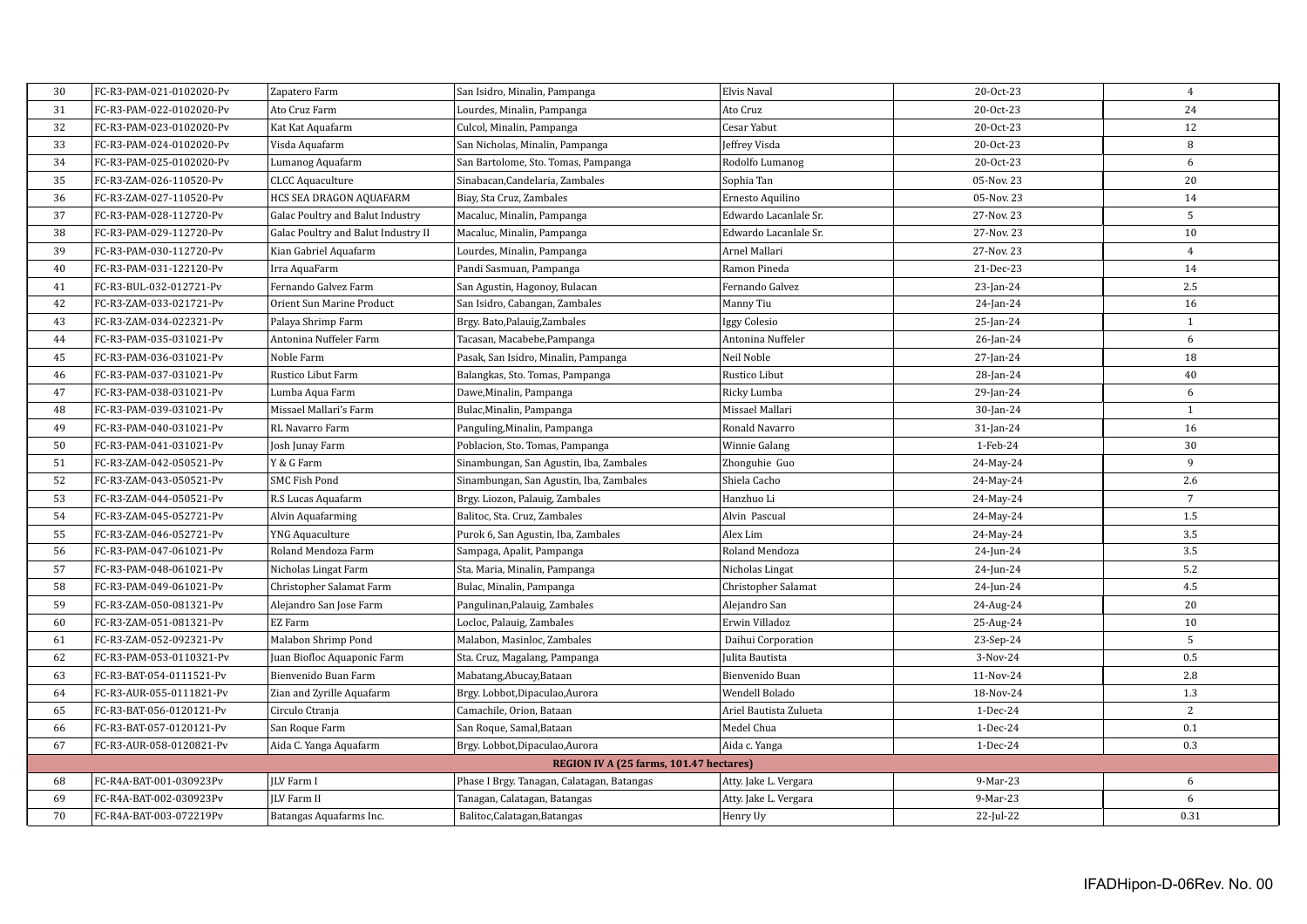| | | | | | | |
|---|---|---|---|---|---|---|
| 30 | FC-R3-PAM-021-0102020-Pv | Zapatero Farm | San Isidro, Minalin, Pampanga | Elvis Naval | 20-Oct-23 | 4 |
| 31 | FC-R3-PAM-022-0102020-Pv | Ato Cruz Farm | Lourdes, Minalin, Pampanga | Ato Cruz | 20-Oct-23 | 24 |
| 32 | FC-R3-PAM-023-0102020-Pv | Kat Kat Aquafarm | Culcol, Minalin, Pampanga | Cesar Yabut | 20-Oct-23 | 12 |
| 33 | FC-R3-PAM-024-0102020-Pv | Visda Aquafarm | San Nicholas, Minalin, Pampanga | Jeffrey Visda | 20-Oct-23 | 8 |
| 34 | FC-R3-PAM-025-0102020-Pv | Lumanog Aquafarm | San Bartolome, Sto. Tomas, Pampanga | Rodolfo Lumanog | 20-Oct-23 | 6 |
| 35 | FC-R3-ZAM-026-110520-Pv | CLCC Aquaculture | Sinabacan,Candelaria, Zambales | Sophia Tan | 05-Nov. 23 | 20 |
| 36 | FC-R3-ZAM-027-110520-Pv | HCS SEA DRAGON AQUAFARM | Biay, Sta Cruz, Zambales | Ernesto Aquilino | 05-Nov. 23 | 14 |
| 37 | FC-R3-PAM-028-112720-Pv | Galac Poultry and Balut Industry | Macaluc, Minalin, Pampanga | Edwardo Lacanlale Sr. | 27-Nov. 23 | 5 |
| 38 | FC-R3-PAM-029-112720-Pv | Galac Poultry and Balut Industry II | Macaluc, Minalin, Pampanga | Edwardo Lacanlale Sr. | 27-Nov. 23 | 10 |
| 39 | FC-R3-PAM-030-112720-Pv | Kian Gabriel Aquafarm | Lourdes, Minalin, Pampanga | Arnel Mallari | 27-Nov. 23 | 4 |
| 40 | FC-R3-PAM-031-122120-Pv | Irra AquaFarm | Pandi Sasmuan, Pampanga | Ramon Pineda | 21-Dec-23 | 14 |
| 41 | FC-R3-BUL-032-012721-Pv | Fernando Galvez Farm | San Agustin, Hagonoy, Bulacan | Fernando Galvez | 23-Jan-24 | 2.5 |
| 42 | FC-R3-ZAM-033-021721-Pv | Orient Sun Marine Product | San Isidro, Cabangan, Zambales | Manny Tiu | 24-Jan-24 | 16 |
| 43 | FC-R3-ZAM-034-022321-Pv | Palaya Shrimp Farm | Brgy. Bato,Palauig,Zambales | Iggy Colesio | 25-Jan-24 | 1 |
| 44 | FC-R3-PAM-035-031021-Pv | Antonina Nuffeler Farm | Tacasan, Macabebe,Pampanga | Antonina Nuffeler | 26-Jan-24 | 6 |
| 45 | FC-R3-PAM-036-031021-Pv | Noble Farm | Pasak, San Isidro, Minalin, Pampanga | Neil Noble | 27-Jan-24 | 18 |
| 46 | FC-R3-PAM-037-031021-Pv | Rustico Libut Farm | Balangkas, Sto. Tomas, Pampanga | Rustico Libut | 28-Jan-24 | 40 |
| 47 | FC-R3-PAM-038-031021-Pv | Lumba Aqua Farm | Dawe,Minalin, Pampanga | Ricky Lumba | 29-Jan-24 | 6 |
| 48 | FC-R3-PAM-039-031021-Pv | Missael Mallari's Farm | Bulac,Minalin, Pampanga | Missael Mallari | 30-Jan-24 | 1 |
| 49 | FC-R3-PAM-040-031021-Pv | RL Navarro Farm | Panguling,Minalin, Pampanga | Ronald Navarro | 31-Jan-24 | 16 |
| 50 | FC-R3-PAM-041-031021-Pv | Josh Junay Farm | Poblacion, Sto. Tomas, Pampanga | Winnie Galang | 1-Feb-24 | 30 |
| 51 | FC-R3-ZAM-042-050521-Pv | Y & G Farm | Sinambungan, San Agustin, Iba, Zambales | Zhonguhie Guo | 24-May-24 | 9 |
| 52 | FC-R3-ZAM-043-050521-Pv | SMC Fish Pond | Sinambungan, San Agustin, Iba, Zambales | Shiela Cacho | 24-May-24 | 2.6 |
| 53 | FC-R3-ZAM-044-050521-Pv | R.S Lucas Aquafarm | Brgy. Liozon, Palauig, Zambales | Hanzhuo Li | 24-May-24 | 7 |
| 54 | FC-R3-ZAM-045-052721-Pv | Alvin Aquafarming | Balitoc, Sta. Cruz, Zambales | Alvin Pascual | 24-May-24 | 1.5 |
| 55 | FC-R3-ZAM-046-052721-Pv | YNG Aquaculture | Purok 6, San Agustin, Iba, Zambales | Alex Lim | 24-May-24 | 3.5 |
| 56 | FC-R3-PAM-047-061021-Pv | Roland Mendoza Farm | Sampaga, Apalit, Pampanga | Roland Mendoza | 24-Jun-24 | 3.5 |
| 57 | FC-R3-PAM-048-061021-Pv | Nicholas Lingat Farm | Sta. Maria, Minalin, Pampanga | Nicholas Lingat | 24-Jun-24 | 5.2 |
| 58 | FC-R3-PAM-049-061021-Pv | Christopher Salamat Farm | Bulac, Minalin, Pampanga | Christopher Salamat | 24-Jun-24 | 4.5 |
| 59 | FC-R3-ZAM-050-081321-Pv | Alejandro San Jose Farm | Pangulinan,Palauig, Zambales | Alejandro San | 24-Aug-24 | 20 |
| 60 | FC-R3-ZAM-051-081321-Pv | EZ Farm | Locloc, Palauig, Zambales | Erwin Villadoz | 25-Aug-24 | 10 |
| 61 | FC-R3-ZAM-052-092321-Pv | Malabon Shrimp Pond | Malabon, Masinloc, Zambales | Daihui Corporation | 23-Sep-24 | 5 |
| 62 | FC-R3-PAM-053-0110321-Pv | Juan Biofloc Aquaponic Farm | Sta. Cruz, Magalang, Pampanga | Julita Bautista | 3-Nov-24 | 0.5 |
| 63 | FC-R3-BAT-054-0111521-Pv | Bienvenido Buan Farm | Mabatang,Abucay,Bataan | Bienvenido Buan | 11-Nov-24 | 2.8 |
| 64 | FC-R3-AUR-055-0111821-Pv | Zian and Zyrille Aquafarm | Brgy. Lobbot,Dipaculao,Aurora | Wendell Bolado | 18-Nov-24 | 1.3 |
| 65 | FC-R3-BAT-056-0120121-Pv | Circulo Ctranja | Camachile, Orion, Bataan | Ariel Bautista Zulueta | 1-Dec-24 | 2 |
| 66 | FC-R3-BAT-057-0120121-Pv | San Roque Farm | San Roque, Samal,Bataan | Medel Chua | 1-Dec-24 | 0.1 |
| 67 | FC-R3-AUR-058-0120821-Pv | Aida C. Yanga Aquafarm | Brgy. Lobbot,Dipaculao,Aurora | Aida c. Yanga | 1-Dec-24 | 0.3 |
| | | | **REGION IV A (25 farms, 101.47 hectares)** | | | |
| 68 | FC-R4A-BAT-001-030923Pv | JLV Farm I | Phase I Brgy. Tanagan, Calatagan, Batangas | Atty. Jake L. Vergara | 9-Mar-23 | 6 |
| 69 | FC-R4A-BAT-002-030923Pv | JLV Farm II | Tanagan, Calatagan, Batangas | Atty. Jake L. Vergara | 9-Mar-23 | 6 |
| 70 | FC-R4A-BAT-003-072219Pv | Batangas Aquafarms Inc. | Balitoc,Calatagan,Batangas | Henry Uy | 22-Jul-22 | 0.31 |

IFADHipon-D-06Rev. No. 00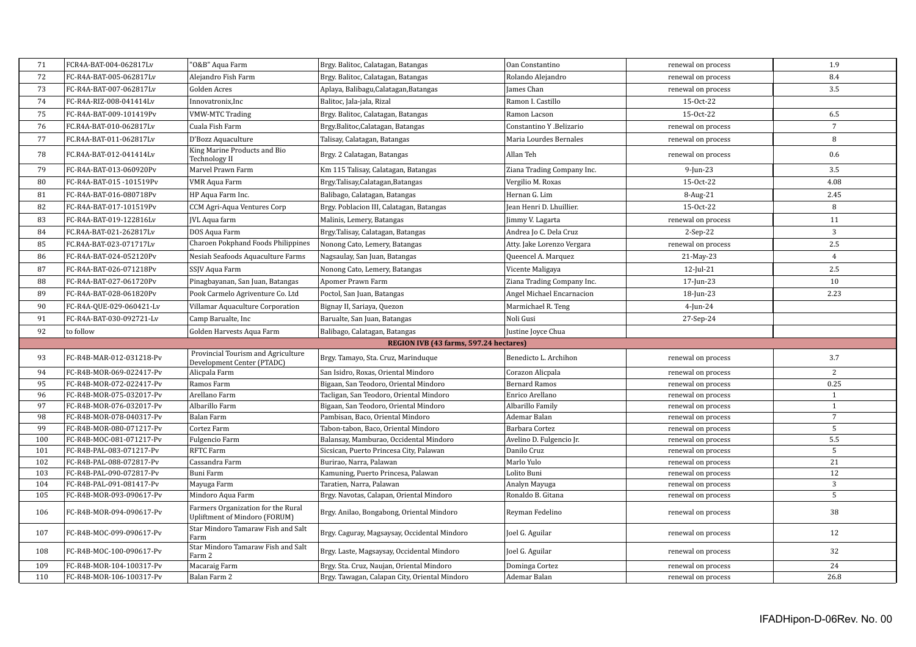| 71 | FCR4A-BAT-004-062817Lv | "O&B" Aqua Farm | Brgy. Balitoc, Calatagan, Batangas | Oan Constantino | renewal on process | 1.9 |
|---|---|---|---|---|---|---|
| 72 | FC-R4A-BAT-005-062817Lv | Alejandro Fish Farm | Brgy. Balitoc, Calatagan, Batangas | Rolando Alejandro | renewal on process | 8.4 |
| 73 | FC-R4A-BAT-007-062817Lv | Golden Acres | Aplaya, Balibagu,Calatagan,Batangas | James Chan | renewal on process | 3.5 |
| 74 | FC-R4A-RIZ-008-041414Lv | Innovatronix,Inc | Balitoc, Jala-jala, Rizal | Ramon I. Castillo | 15-Oct-22 | |
| 75 | FC-R4A-BAT-009-101419Pv | VMW-MTC Trading | Brgy. Balitoc, Calatagan, Batangas | Ramon Lacson | 15-Oct-22 | 6.5 |
| 76 | FC.R4A-BAT-010-062817Lv | Cuala Fish Farm | Brgy.Balitoc,Calatagan, Batangas | Constantino Y .Belizario | renewal on process | 7 |
| 77 | FC.R4A-BAT-011-062817Lv | D'Bozz Aquaculture | Talisay, Calatagan, Batangas | Maria Lourdes Bernales | renewal on process | 8 |
| 78 | FC.R4A-BAT-012-041414Lv | King Marine Products and Bio Technology II | Brgy. 2 Calatagan, Batangas | Allan Teh | renewal on process | 0.6 |
| 79 | FC-R4A-BAT-013-060920Pv | Marvel Prawn Farm | Km 115 Talisay, Calatagan, Batangas | Ziana Trading Company Inc. | 9-Jun-23 | 3.5 |
| 80 | FC-R4A-BAT-015 -101519Pv | VMR Aqua Farm | Brgy.Talisay,Calatagan,Batangas | Vergilio M. Roxas | 15-Oct-22 | 4.08 |
| 81 | FC-R4A-BAT-016-080718Pv | HP Aqua Farm Inc. | Balibago, Calatagan, Batangas | Hernan G. Lim | 8-Aug-21 | 2.45 |
| 82 | FC-R4A-BAT-017-101519Pv | CCM Agri-Aqua Ventures Corp | Brgy. Poblacion III, Calatagan, Batangas | Jean Henri D. Lhuillier. | 15-Oct-22 | 8 |
| 83 | FC-R4A-BAT-019-122816Lv | JVL Aqua farm | Malinis, Lemery, Batangas | Jimmy V. Lagarta | renewal on process | 11 |
| 84 | FC.R4A-BAT-021-262817Lv | DOS Aqua Farm | Brgy.Talisay, Calatagan, Batangas | Andrea Jo C. Dela Cruz | 2-Sep-22 | 3 |
| 85 | FC.R4A-BAT-023-071717Lv | Charoen Pokphand Foods Philippines | Nonong Cato, Lemery, Batangas | Atty. Jake Lorenzo Vergara | renewal on process | 2.5 |
| 86 | FC-R4A-BAT-024-052120Pv | Nesiah Seafoods Aquaculture Farms | Nagsaulay, San Juan, Batangas | Queencel A. Marquez | 21-May-23 | 4 |
| 87 | FC-R4A-BAT-026-071218Pv | SSJV Aqua Farm | Nonong Cato, Lemery, Batangas | Vicente Maligaya | 12-Jul-21 | 2.5 |
| 88 | FC-R4A-BAT-027-061720Pv | Pinagbayanan, San Juan, Batangas | Apomer Prawn Farm | Ziana Trading Company Inc. | 17-Jun-23 | 10 |
| 89 | FC-R4A-BAT-028-061820Pv | Pook Carmelo Agriventure Co. Ltd | Poctol, San Juan, Batangas | Angel Michael Encarnacion | 18-Jun-23 | 2.23 |
| 90 | FC-R4A-QUE-029-060421-Lv | Villamar Aquaculture Corporation | Bignay II, Sariaya, Quezon | Marmichael R. Teng | 4-Jun-24 | |
| 91 | FC-R4A-BAT-030-092721-Lv | Camp Barualte, Inc | Barualte, San Juan, Batangas | Noli Gusi | 27-Sep-24 | |
| 92 | to follow | Golden Harvests Aqua Farm | Balibago, Calatagan, Batangas | Justine Joyce Chua | | |
| | | | **REGION IVB (43 farms, 597.24 hectares)** | | | |
| 93 | FC-R4B-MAR-012-031218-Pv | Provincial Tourism and Agriculture Development Center (PTADC) | Brgy. Tamayo, Sta. Cruz, Marinduque | Benedicto L. Archihon | renewal on process | 3.7 |
| 94 | FC-R4B-MOR-069-022417-Pv | Alicpala Farm | San Isidro, Roxas, Oriental Mindoro | Corazon Alicpala | renewal on process | 2 |
| 95 | FC-R4B-MOR-072-022417-Pv | Ramos Farm | Bigaan, San Teodoro, Oriental Mindoro | Bernard Ramos | renewal on process | 0.25 |
| 96 | FC-R4B-MOR-075-032017-Pv | Arellano Farm | Tacligan, San Teodoro, Oriental Mindoro | Enrico Arellano | renewal on process | 1 |
| 97 | FC-R4B-MOR-076-032017-Pv | Albarillo Farm | Bigaan, San Teodoro, Oriental Mindoro | Albarillo Family | renewal on process | 1 |
| 98 | FC-R4B-MOR-078-040317-Pv | Balan Farm | Pambisan, Baco, Oriental Mindoro | Ademar Balan | renewal on process | 7 |
| 99 | FC-R4B-MOR-080-071217-Pv | Cortez Farm | Tabon-tabon, Baco, Oriental Mindoro | Barbara Cortez | renewal on process | 5 |
| 100 | FC-R4B-MOC-081-071217-Pv | Fulgencio Farm | Balansay, Mamburao, Occidental Mindoro | Avelino D. Fulgencio Jr. | renewal on process | 5.5 |
| 101 | FC-R4B-PAL-083-071217-Pv | RFTC Farm | Sicsican, Puerto Princesa City, Palawan | Danilo Cruz | renewal on process | 5 |
| 102 | FC-R4B-PAL-088-072817-Pv | Cassandra Farm | Burirao, Narra, Palawan | Marlo Yulo | renewal on process | 21 |
| 103 | FC-R4B-PAL-090-072817-Pv | Buni Farm | Kamuning, Puerto Princesa, Palawan | Lolito Buni | renewal on process | 12 |
| 104 | FC-R4B-PAL-091-081417-Pv | Mayuga Farm | Taratien, Narra, Palawan | Analyn Mayuga | renewal on process | 3 |
| 105 | FC-R4B-MOR-093-090617-Pv | Mindoro Aqua Farm | Brgy. Navotas, Calapan, Oriental Mindoro | Ronaldo B. Gitana | renewal on process | 5 |
| 106 | FC-R4B-MOR-094-090617-Pv | Farmers Organization for the Rural Upliftment of Mindoro (FORUM) | Brgy. Anilao, Bongabong, Oriental Mindoro | Reyman Fedelino | renewal on process | 38 |
| 107 | FC-R4B-MOC-099-090617-Pv | Star Mindoro Tamaraw Fish and Salt Farm | Brgy. Caguray, Magsaysay, Occidental Mindoro | Joel G. Aguilar | renewal on process | 12 |
| 108 | FC-R4B-MOC-100-090617-Pv | Star Mindoro Tamaraw Fish and Salt Farm 2 | Brgy. Laste, Magsaysay, Occidental Mindoro | Joel G. Aguilar | renewal on process | 32 |
| 109 | FC-R4B-MOR-104-100317-Pv | Macaraig Farm | Brgy. Sta. Cruz, Naujan, Oriental Mindoro | Dominga Cortez | renewal on process | 24 |
| 110 | FC-R4B-MOR-106-100317-Pv | Balan Farm 2 | Brgy. Tawagan, Calapan City, Oriental Mindoro | Ademar Balan | renewal on process | 26.8 |

IFADHipon-D-06Rev. No. 00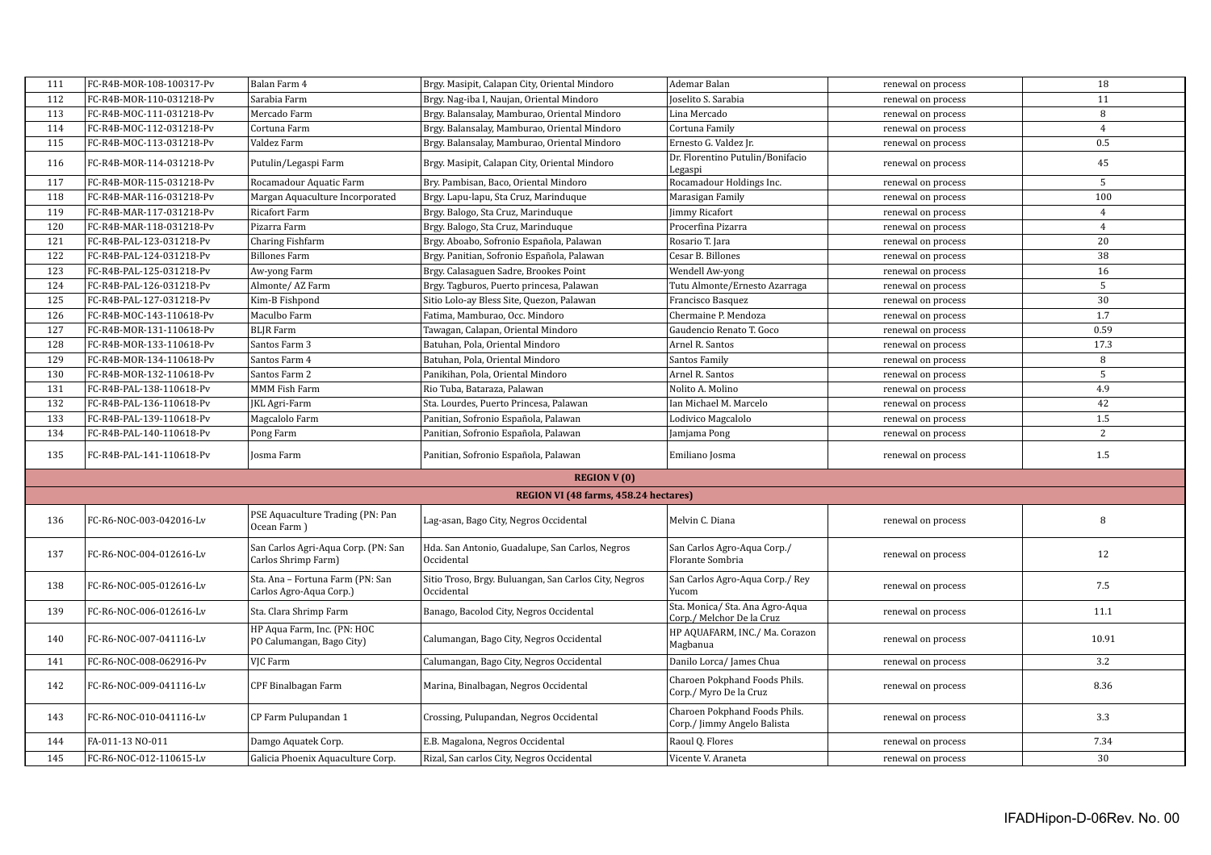| | | | | | | |
|---|---|---|---|---|---|---|
| 111 | FC-R4B-MOR-108-100317-Pv | Balan Farm 4 | Brgy. Masipit, Calapan City, Oriental Mindoro | Ademar Balan | renewal on process | 18 |
| 112 | FC-R4B-MOR-110-031218-Pv | Sarabia Farm | Brgy. Nag-iba I, Naujan, Oriental Mindoro | Joselito S. Sarabia | renewal on process | 11 |
| 113 | FC-R4B-MOC-111-031218-Pv | Mercado Farm | Brgy. Balansalay, Mamburao, Oriental Mindoro | Lina Mercado | renewal on process | 8 |
| 114 | FC-R4B-MOC-112-031218-Pv | Cortuna Farm | Brgy. Balansalay, Mamburao, Oriental Mindoro | Cortuna Family | renewal on process | 4 |
| 115 | FC-R4B-MOC-113-031218-Pv | Valdez Farm | Brgy. Balansalay, Mamburao, Oriental Mindoro | Ernesto G. Valdez Jr. | renewal on process | 0.5 |
| 116 | FC-R4B-MOR-114-031218-Pv | Putulin/Legaspi Farm | Brgy. Masipit, Calapan City, Oriental Mindoro | Dr. Florentino Putulin/Bonifacio Legaspi | renewal on process | 45 |
| 117 | FC-R4B-MOR-115-031218-Pv | Rocamadour Aquatic Farm | Bry. Pambisan, Baco, Oriental Mindoro | Rocamadour Holdings Inc. | renewal on process | 5 |
| 118 | FC-R4B-MAR-116-031218-Pv | Margan Aquaculture Incorporated | Brgy. Lapu-lapu, Sta Cruz, Marinduque | Marasigan Family | renewal on process | 100 |
| 119 | FC-R4B-MAR-117-031218-Pv | Ricafort Farm | Brgy. Balogo, Sta Cruz, Marinduque | Jimmy Ricafort | renewal on process | 4 |
| 120 | FC-R4B-MAR-118-031218-Pv | Pizarra Farm | Brgy. Balogo, Sta Cruz, Marinduque | Procerfina Pizarra | renewal on process | 4 |
| 121 | FC-R4B-PAL-123-031218-Pv | Charing Fishfarm | Brgy. Aboabo, Sofronio Española, Palawan | Rosario T. Jara | renewal on process | 20 |
| 122 | FC-R4B-PAL-124-031218-Pv | Billones Farm | Brgy. Panitian, Sofronio Española, Palawan | Cesar B. Billones | renewal on process | 38 |
| 123 | FC-R4B-PAL-125-031218-Pv | Aw-yong Farm | Brgy. Calasaguen Sadre, Brookes Point | Wendell Aw-yong | renewal on process | 16 |
| 124 | FC-R4B-PAL-126-031218-Pv | Almonte/ AZ Farm | Brgy. Tagburos, Puerto princesa, Palawan | Tutu Almonte/Ernesto Azarraga | renewal on process | 5 |
| 125 | FC-R4B-PAL-127-031218-Pv | Kim-B Fishpond | Sitio Lolo-ay Bless Site, Quezon, Palawan | Francisco Basquez | renewal on process | 30 |
| 126 | FC-R4B-MOC-143-110618-Pv | Maculbo Farm | Fatima, Mamburao, Occ. Mindoro | Chermaine P. Mendoza | renewal on process | 1.7 |
| 127 | FC-R4B-MOR-131-110618-Pv | BLJR Farm | Tawagan, Calapan, Oriental Mindoro | Gaudencio Renato T. Goco | renewal on process | 0.59 |
| 128 | FC-R4B-MOR-133-110618-Pv | Santos Farm 3 | Batuhan, Pola, Oriental Mindoro | Arnel R. Santos | renewal on process | 17.3 |
| 129 | FC-R4B-MOR-134-110618-Pv | Santos Farm 4 | Batuhan, Pola, Oriental Mindoro | Santos Family | renewal on process | 8 |
| 130 | FC-R4B-MOR-132-110618-Pv | Santos Farm 2 | Panikihan, Pola, Oriental Mindoro | Arnel R. Santos | renewal on process | 5 |
| 131 | FC-R4B-PAL-138-110618-Pv | MMM Fish Farm | Rio Tuba, Bataraza, Palawan | Nolito A. Molino | renewal on process | 4.9 |
| 132 | FC-R4B-PAL-136-110618-Pv | JKL Agri-Farm | Sta. Lourdes, Puerto Princesa, Palawan | Ian Michael M. Marcelo | renewal on process | 42 |
| 133 | FC-R4B-PAL-139-110618-Pv | Magcalolo Farm | Panitian, Sofronio Española, Palawan | Lodivico Magcalolo | renewal on process | 1.5 |
| 134 | FC-R4B-PAL-140-110618-Pv | Pong Farm | Panitian, Sofronio Española, Palawan | Jamjama Pong | renewal on process | 2 |
| 135 | FC-R4B-PAL-141-110618-Pv | Josma Farm | Panitian, Sofronio Española, Palawan | Emiliano Josma | renewal on process | 1.5 |
| **REGION V (0)** | | | | | | |
| **REGION VI (48 farms, 458.24 hectares)** | | | | | | |
| 136 | FC-R6-NOC-003-042016-Lv | PSE Aquaculture Trading (PN: Pan Ocean Farm ) | Lag-asan, Bago City, Negros Occidental | Melvin C. Diana | renewal on process | 8 |
| 137 | FC-R6-NOC-004-012616-Lv | San Carlos Agri-Aqua Corp. (PN: San Carlos Shrimp Farm) | Hda. San Antonio, Guadalupe, San Carlos, Negros Occidental | San Carlos Agro-Aqua Corp./ Florante Sombria | renewal on process | 12 |
| 138 | FC-R6-NOC-005-012616-Lv | Sta. Ana – Fortuna Farm (PN: San Carlos Agro-Aqua Corp.) | Sitio Troso, Brgy. Buluangan, San Carlos City, Negros Occidental | San Carlos Agro-Aqua Corp./ Rey Yucom | renewal on process | 7.5 |
| 139 | FC-R6-NOC-006-012616-Lv | Sta. Clara Shrimp Farm | Banago, Bacolod City, Negros Occidental | Sta. Monica/ Sta. Ana Agro-Aqua Corp./ Melchor De la Cruz | renewal on process | 11.1 |
| 140 | FC-R6-NOC-007-041116-Lv | HP Aqua Farm, Inc. (PN: HOC PO Calumangan, Bago City) | Calumangan, Bago City, Negros Occidental | HP AQUAFARM, INC./ Ma. Corazon Magbanua | renewal on process | 10.91 |
| 141 | FC-R6-NOC-008-062916-Pv | VJC Farm | Calumangan, Bago City, Negros Occidental | Danilo Lorca/ James Chua | renewal on process | 3.2 |
| 142 | FC-R6-NOC-009-041116-Lv | CPF Binalbagan Farm | Marina, Binalbagan, Negros Occidental | Charoen Pokphand Foods Phils. Corp./ Myro De la Cruz | renewal on process | 8.36 |
| 143 | FC-R6-NOC-010-041116-Lv | CP Farm Pulupandan 1 | Crossing, Pulupandan, Negros Occidental | Charoen Pokphand Foods Phils. Corp./ Jimmy Angelo Balista | renewal on process | 3.3 |
| 144 | FA-011-13 NO-011 | Damgo Aquatek Corp. | E.B. Magalona, Negros Occidental | Raoul Q. Flores | renewal on process | 7.34 |
| 145 | FC-R6-NOC-012-110615-Lv | Galicia Phoenix Aquaculture Corp. | Rizal, San carlos City, Negros Occidental | Vicente V. Araneta | renewal on process | 30 |

IFADHipon-D-06Rev. No. 00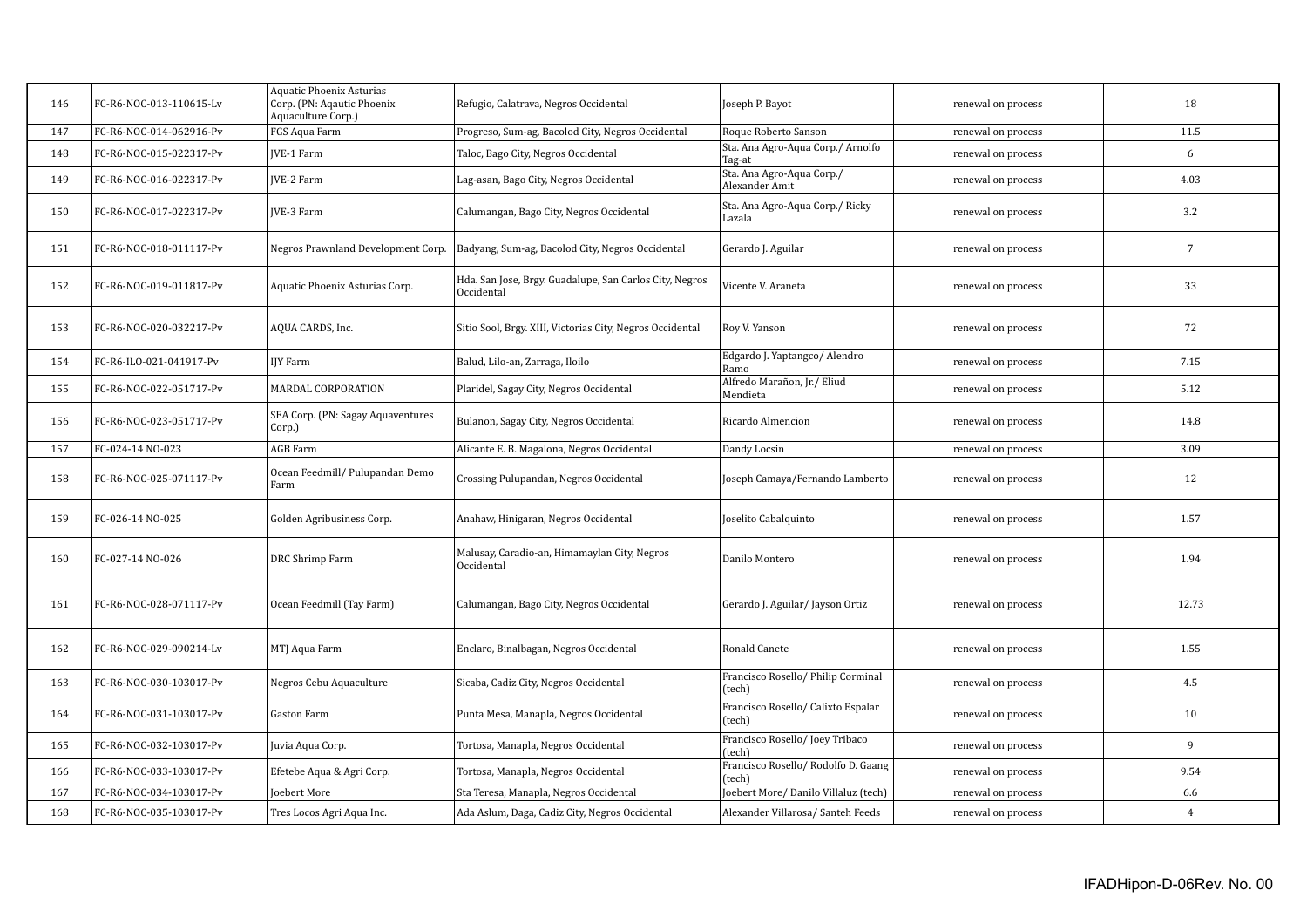| 146 | FC-R6-NOC-013-110615-Lv | Aquatic Phoenix Asturias Corp. (PN: Aqautic Phoenix Aquaculture Corp.) | Refugio, Calatrava, Negros Occidental | Joseph P. Bayot | renewal on process | 18 |
|---|---|---|---|---|---|---|
| 147 | FC-R6-NOC-014-062916-Pv | FGS Aqua Farm | Progreso, Sum-ag, Bacolod City, Negros Occidental | Roque Roberto Sanson | renewal on process | 11.5 |
| 148 | FC-R6-NOC-015-022317-Pv | JVE-1 Farm | Taloc, Bago City, Negros Occidental | Sta. Ana Agro-Aqua Corp./ Arnolfo Tag-at | renewal on process | 6 |
| 149 | FC-R6-NOC-016-022317-Pv | JVE-2 Farm | Lag-asan, Bago City, Negros Occidental | Sta. Ana Agro-Aqua Corp./ Alexander Amit | renewal on process | 4.03 |
| 150 | FC-R6-NOC-017-022317-Pv | JVE-3 Farm | Calumangan, Bago City, Negros Occidental | Sta. Ana Agro-Aqua Corp./ Ricky Lazala | renewal on process | 3.2 |
| 151 | FC-R6-NOC-018-011117-Pv | Negros Prawnland Development Corp. | Badyang, Sum-ag, Bacolod City, Negros Occidental | Gerardo J. Aguilar | renewal on process | 7 |
| 152 | FC-R6-NOC-019-011817-Pv | Aquatic Phoenix Asturias Corp. | Hda. San Jose, Brgy. Guadalupe, San Carlos City, Negros Occidental | Vicente V. Araneta | renewal on process | 33 |
| 153 | FC-R6-NOC-020-032217-Pv | AQUA CARDS, Inc. | Sitio Sool, Brgy. XIII, Victorias City, Negros Occidental | Roy V. Yanson | renewal on process | 72 |
| 154 | FC-R6-ILO-021-041917-Pv | IJY Farm | Balud, Lilo-an, Zarraga, Iloilo | Edgardo J. Yaptangco/ Alendro Ramo | renewal on process | 7.15 |
| 155 | FC-R6-NOC-022-051717-Pv | MARDAL CORPORATION | Plaridel, Sagay City, Negros Occidental | Alfredo Marañon, Jr./ Eliud Mendieta | renewal on process | 5.12 |
| 156 | FC-R6-NOC-023-051717-Pv | SEA Corp. (PN: Sagay Aquaventures Corp.) | Bulanon, Sagay City, Negros Occidental | Ricardo Almencion | renewal on process | 14.8 |
| 157 | FC-024-14 NO-023 | AGB Farm | Alicante E. B. Magalona, Negros Occidental | Dandy Locsin | renewal on process | 3.09 |
| 158 | FC-R6-NOC-025-071117-Pv | Ocean Feedmill/ Pulupandan Demo Farm | Crossing Pulupandan, Negros Occidental | Joseph Camaya/Fernando Lamberto | renewal on process | 12 |
| 159 | FC-026-14 NO-025 | Golden Agribusiness Corp. | Anahaw, Hinigaran, Negros Occidental | Joselito Cabalquinto | renewal on process | 1.57 |
| 160 | FC-027-14 NO-026 | DRC Shrimp Farm | Malusay, Caradio-an, Himamaylan City, Negros Occidental | Danilo Montero | renewal on process | 1.94 |
| 161 | FC-R6-NOC-028-071117-Pv | Ocean Feedmill (Tay Farm) | Calumangan, Bago City, Negros Occidental | Gerardo J. Aguilar/ Jayson Ortiz | renewal on process | 12.73 |
| 162 | FC-R6-NOC-029-090214-Lv | MTJ Aqua Farm | Enclaro, Binalbagan, Negros Occidental | Ronald Canete | renewal on process | 1.55 |
| 163 | FC-R6-NOC-030-103017-Pv | Negros Cebu Aquaculture | Sicaba, Cadiz City, Negros Occidental | Francisco Rosello/ Philip Corminal (tech) | renewal on process | 4.5 |
| 164 | FC-R6-NOC-031-103017-Pv | Gaston Farm | Punta Mesa, Manapla, Negros Occidental | Francisco Rosello/ Calixto Espalar (tech) | renewal on process | 10 |
| 165 | FC-R6-NOC-032-103017-Pv | Juvia Aqua Corp. | Tortosa, Manapla, Negros Occidental | Francisco Rosello/ Joey Tribaco (tech) | renewal on process | 9 |
| 166 | FC-R6-NOC-033-103017-Pv | Efetebe Aqua & Agri Corp. | Tortosa, Manapla, Negros Occidental | Francisco Rosello/ Rodolfo D. Gaang (tech) | renewal on process | 9.54 |
| 167 | FC-R6-NOC-034-103017-Pv | Joebert More | Sta Teresa, Manapla, Negros Occidental | Joebert More/ Danilo Villaluz (tech) | renewal on process | 6.6 |
| 168 | FC-R6-NOC-035-103017-Pv | Tres Locos Agri Aqua Inc. | Ada Aslum, Daga, Cadiz City, Negros Occidental | Alexander Villarosa/ Santeh Feeds | renewal on process | 4 |

IFADHipon-D-06Rev. No. 00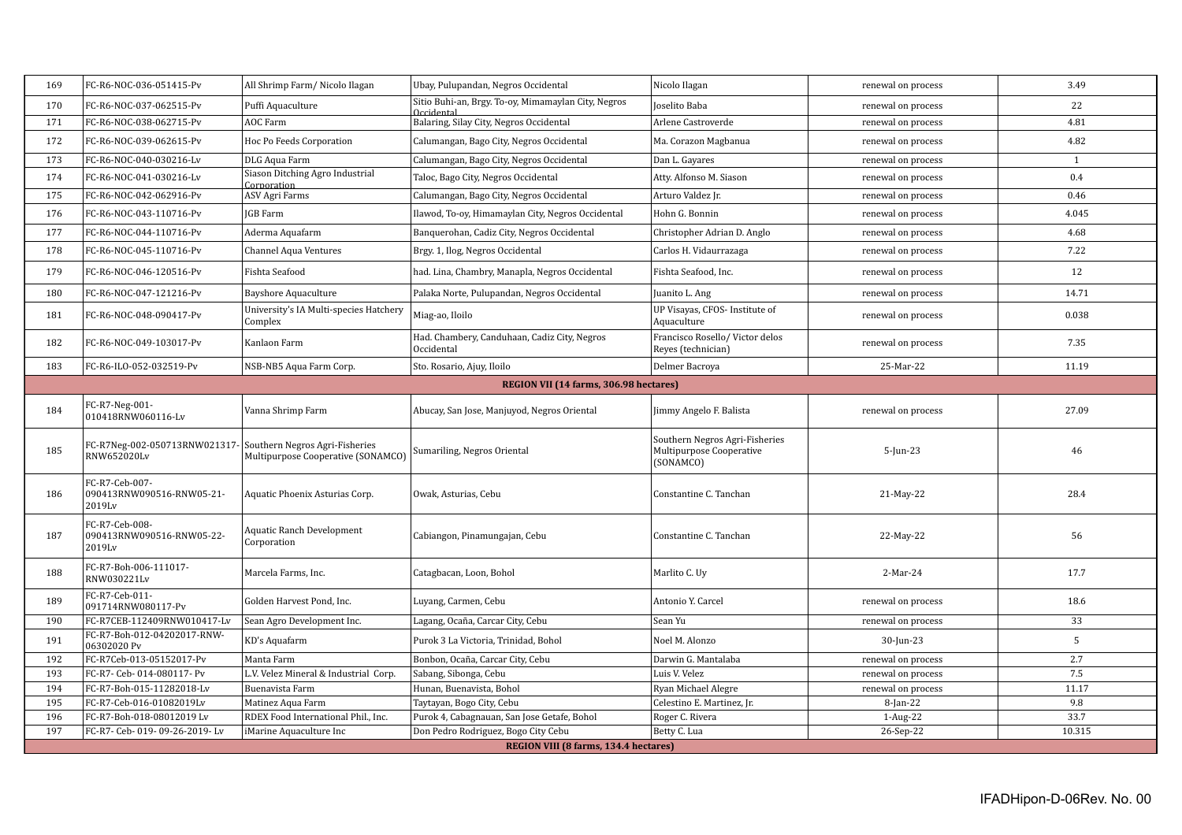| | | | | | | |
|---|---|---|---|---|---|---|
| 169 | FC-R6-NOC-036-051415-Pv | All Shrimp Farm/ Nicolo Ilagan | Ubay, Pulupandan, Negros Occidental | Nicolo Ilagan | renewal on process | 3.49 |
| 170 | FC-R6-NOC-037-062515-Pv | Puffi Aquaculture | Sitio Buhi-an, Brgy. To-oy, Mimamaylan City, Negros Occidental | Joselito Baba | renewal on process | 22 |
| 171 | FC-R6-NOC-038-062715-Pv | AOC Farm | Balaring, Silay City, Negros Occidental | Arlene Castroverde | renewal on process | 4.81 |
| 172 | FC-R6-NOC-039-062615-Pv | Hoc Po Feeds Corporation | Calumangan, Bago City, Negros Occidental | Ma. Corazon Magbanua | renewal on process | 4.82 |
| 173 | FC-R6-NOC-040-030216-Lv | DLG Aqua Farm | Calumangan, Bago City, Negros Occidental | Dan L. Gayares | renewal on process | 1 |
| 174 | FC-R6-NOC-041-030216-Lv | Siason Ditching Agro Industrial Corporation | Taloc, Bago City, Negros Occidental | Atty. Alfonso M. Siason | renewal on process | 0.4 |
| 175 | FC-R6-NOC-042-062916-Pv | ASV Agri Farms | Calumangan, Bago City, Negros Occidental | Arturo Valdez Jr. | renewal on process | 0.46 |
| 176 | FC-R6-NOC-043-110716-Pv | JGB Farm | Ilawod, To-oy, Himamaylan City, Negros Occidental | Hohn G. Bonnin | renewal on process | 4.045 |
| 177 | FC-R6-NOC-044-110716-Pv | Aderma Aquafarm | Banquerohan, Cadiz City, Negros Occidental | Christopher Adrian D. Anglo | renewal on process | 4.68 |
| 178 | FC-R6-NOC-045-110716-Pv | Channel Aqua Ventures | Brgy. 1, Ilog, Negros Occidental | Carlos H. Vidaurrazaga | renewal on process | 7.22 |
| 179 | FC-R6-NOC-046-120516-Pv | Fishta Seafood | had. Lina, Chambry, Manapla, Negros Occidental | Fishta Seafood, Inc. | renewal on process | 12 |
| 180 | FC-R6-NOC-047-121216-Pv | Bayshore Aquaculture | Palaka Norte, Pulupandan, Negros Occidental | Juanito L. Ang | renewal on process | 14.71 |
| 181 | FC-R6-NOC-048-090417-Pv | University's IA Multi-species Hatchery Complex | Miag-ao, Iloilo | UP Visayas, CFOS- Institute of Aquaculture | renewal on process | 0.038 |
| 182 | FC-R6-NOC-049-103017-Pv | Kanlaon Farm | Had. Chambery, Canduhaan, Cadiz City, Negros Occidental | Francisco Rosello/ Victor delos Reyes (technician) | renewal on process | 7.35 |
| 183 | FC-R6-ILO-052-032519-Pv | NSB-NB5 Aqua Farm Corp. | Sto. Rosario, Ajuy, Iloilo | Delmer Bacroya | 25-Mar-22 | 11.19 |
| **REGION VII (14 farms, 306.98 hectares)** | | | | | | |
| 184 | FC-R7-Neg-001-010418RNW060116-Lv | Vanna Shrimp Farm | Abucay, San Jose, Manjuyod, Negros Oriental | Jimmy Angelo F. Balista | renewal on process | 27.09 |
| 185 | FC-R7Neg-002-050713RNW021317-RNW652020Lv | Southern Negros Agri-Fisheries Multipurpose Cooperative (SONAMCO) | Sumariling, Negros Oriental | Southern Negros Agri-Fisheries Multipurpose Cooperative (SONAMCO) | 5-Jun-23 | 46 |
| 186 | FC-R7-Ceb-007-090413RNW090516-RNW05-21-2019Lv | Aquatic Phoenix Asturias Corp. | Owak, Asturias, Cebu | Constantine C. Tanchan | 21-May-22 | 28.4 |
| 187 | FC-R7-Ceb-008-090413RNW090516-RNW05-22-2019Lv | Aquatic Ranch Development Corporation | Cabiangon, Pinamungajan, Cebu | Constantine C. Tanchan | 22-May-22 | 56 |
| 188 | FC-R7-Boh-006-111017-RNW030221Lv | Marcela Farms, Inc. | Catagbacan, Loon, Bohol | Marlito C. Uy | 2-Mar-24 | 17.7 |
| 189 | FC-R7-Ceb-011-091714RNW080117-Pv | Golden Harvest Pond, Inc. | Luyang, Carmen, Cebu | Antonio Y. Carcel | renewal on process | 18.6 |
| 190 | FC-R7CEB-112409RNW010417-Lv | Sean Agro Development Inc. | Lagang, Ocaña, Carcar City, Cebu | Sean Yu | renewal on process | 33 |
| 191 | FC-R7-Boh-012-04202017-RNW-06302020 Pv | KD's Aquafarm | Purok 3 La Victoria, Trinidad, Bohol | Noel M. Alonzo | 30-Jun-23 | 5 |
| 192 | FC-R7Ceb-013-05152017-Pv | Manta Farm | Bonbon, Ocaña, Carcar City, Cebu | Darwin G. Mantalaba | renewal on process | 2.7 |
| 193 | FC-R7- Ceb- 014-080117- Pv | L.V. Velez Mineral & Industrial Corp. | Sabang, Sibonga, Cebu | Luis V. Velez | renewal on process | 7.5 |
| 194 | FC-R7-Boh-015-11282018-Lv | Buenavista Farm | Hunan, Buenavista, Bohol | Ryan Michael Alegre | renewal on process | 11.17 |
| 195 | FC-R7-Ceb-016-01082019Lv | Matinez Aqua Farm | Taytayan, Bogo City, Cebu | Celestino E. Martinez, Jr. | 8-Jan-22 | 9.8 |
| 196 | FC-R7-Boh-018-08012019 Lv | RDEX Food International Phil., Inc. | Purok 4, Cabagnauan, San Jose Getafe, Bohol | Roger C. Rivera | 1-Aug-22 | 33.7 |
| 197 | FC-R7- Ceb- 019- 09-26-2019- Lv | iMarine Aquaculture Inc | Don Pedro Rodriguez, Bogo City Cebu | Betty C. Lua | 26-Sep-22 | 10.315 |
| **REGION VIII (8 farms, 134.4 hectares)** | | | | | | |

IFADHipon-D-06Rev. No. 00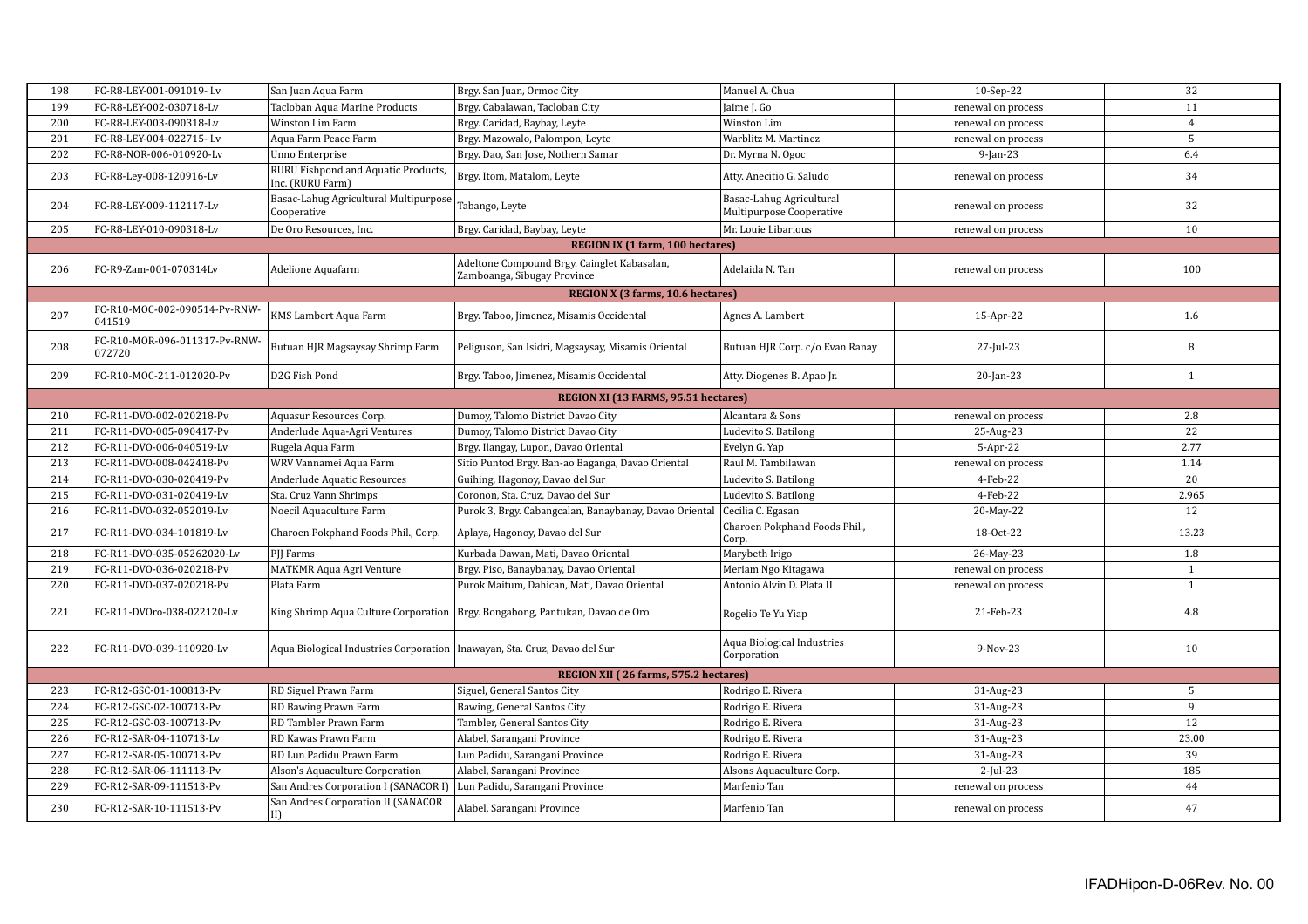| 198 | FC-R8-LEY-001-091019- Lv | San Juan Aqua Farm | Brgy. San Juan, Ormoc City | Manuel A. Chua | 10-Sep-22 | 32 |
|---|---|---|---|---|---|---|
| 199 | FC-R8-LEY-002-030718-Lv | Tacloban Aqua Marine Products | Brgy. Cabalawan, Tacloban City | Jaime J. Go | renewal on process | 11 |
| 200 | FC-R8-LEY-003-090318-Lv | Winston Lim Farm | Brgy. Caridad, Baybay, Leyte | Winston Lim | renewal on process | 4 |
| 201 | FC-R8-LEY-004-022715- Lv | Aqua Farm Peace Farm | Brgy. Mazowalo, Palompon, Leyte | Warblitz M. Martinez | renewal on process | 5 |
| 202 | FC-R8-NOR-006-010920-Lv | Unno Enterprise | Brgy. Dao, San Jose, Nothern Samar | Dr. Myrna N. Ogoc | 9-Jan-23 | 6.4 |
| 203 | FC-R8-Ley-008-120916-Lv | RURU Fishpond and Aquatic Products, Inc. (RURU Farm) | Brgy. Itom, Matalom, Leyte | Atty. Anecitio G. Saludo | renewal on process | 34 |
| 204 | FC-R8-LEY-009-112117-Lv | Basac-Lahug Agricultural Multipurpose Cooperative | Tabango, Leyte | Basac-Lahug Agricultural Multipurpose Cooperative | renewal on process | 32 |
| 205 | FC-R8-LEY-010-090318-Lv | De Oro Resources, Inc. | Brgy. Caridad, Baybay, Leyte | Mr. Louie Libarious | renewal on process | 10 |
| **REGION IX (1 farm, 100 hectares)** | | | | | | |
| 206 | FC-R9-Zam-001-070314Lv | Adelione Aquafarm | Adeltone Compound Brgy. Cainglet Kabasalan, Zamboanga, Sibugay Province | Adelaida N. Tan | renewal on process | 100 |
| **REGION X (3 farms, 10.6 hectares)** | | | | | | |
| 207 | FC-R10-MOC-002-090514-Pv-RNW-041519 | KMS Lambert Aqua Farm | Brgy. Taboo, Jimenez, Misamis Occidental | Agnes A. Lambert | 15-Apr-22 | 1.6 |
| 208 | FC-R10-MOR-096-011317-Pv-RNW-072720 | Butuan HJR Magsaysay Shrimp Farm | Peliguson, San Isidri, Magsaysay, Misamis Oriental | Butuan HJR Corp. c/o Evan Ranay | 27-Jul-23 | 8 |
| 209 | FC-R10-MOC-211-012020-Pv | D2G Fish Pond | Brgy. Taboo, Jimenez, Misamis Occidental | Atty. Diogenes B. Apao Jr. | 20-Jan-23 | 1 |
| **REGION XI (13 FARMS, 95.51 hectares)** | | | | | | |
| 210 | FC-R11-DVO-002-020218-Pv | Aquasur Resources Corp. | Dumoy, Talomo District Davao City | Alcantara & Sons | renewal on process | 2.8 |
| 211 | FC-R11-DVO-005-090417-Pv | Anderlude Aqua-Agri Ventures | Dumoy, Talomo District Davao City | Ludevito S. Batilong | 25-Aug-23 | 22 |
| 212 | FC-R11-DVO-006-040519-Lv | Rugela Aqua Farm | Brgy. Ilangay, Lupon, Davao Oriental | Evelyn G. Yap | 5-Apr-22 | 2.77 |
| 213 | FC-R11-DVO-008-042418-Pv | WRV Vannamei Aqua Farm | Sitio Puntod Brgy. Ban-ao Baganga, Davao Oriental | Raul M. Tambilawan | renewal on process | 1.14 |
| 214 | FC-R11-DVO-030-020419-Pv | Anderlude Aquatic Resources | Guihing, Hagonoy, Davao del Sur | Ludevito S. Batilong | 4-Feb-22 | 20 |
| 215 | FC-R11-DVO-031-020419-Lv | Sta. Cruz Vann Shrimps | Coronon, Sta. Cruz, Davao del Sur | Ludevito S. Batilong | 4-Feb-22 | 2.965 |
| 216 | FC-R11-DVO-032-052019-Lv | Noecil Aquaculture Farm | Purok 3, Brgy. Cabangcalan, Banaybanay, Davao Oriental | Cecilia C. Egasan | 20-May-22 | 12 |
| 217 | FC-R11-DVO-034-101819-Lv | Charoen Pokphand Foods Phil., Corp. | Aplaya, Hagonoy, Davao del Sur | Charoen Pokphand Foods Phil., Corp. | 18-Oct-22 | 13.23 |
| 218 | FC-R11-DVO-035-05262020-Lv | PJJ Farms | Kurbada Dawan, Mati, Davao Oriental | Marybeth Irigo | 26-May-23 | 1.8 |
| 219 | FC-R11-DVO-036-020218-Pv | MATKMR Aqua Agri Venture | Brgy. Piso, Banaybanay, Davao Oriental | Meriam Ngo Kitagawa | renewal on process | 1 |
| 220 | FC-R11-DVO-037-020218-Pv | Plata Farm | Purok Maitum, Dahican, Mati, Davao Oriental | Antonio Alvin D. Plata II | renewal on process | 1 |
| 221 | FC-R11-DVOro-038-022120-Lv | King Shrimp Aqua Culture Corporation | Brgy. Bongabong, Pantukan, Davao de Oro | Rogelio Te Yu Yiap | 21-Feb-23 | 4.8 |
| 222 | FC-R11-DVO-039-110920-Lv | Aqua Biological Industries Corporation | Inawayan, Sta. Cruz, Davao del Sur | Aqua Biological Industries Corporation | 9-Nov-23 | 10 |
| **REGION XII ( 26 farms, 575.2 hectares)** | | | | | | |
| 223 | FC-R12-GSC-01-100813-Pv | RD Siguel Prawn Farm | Siguel, General Santos City | Rodrigo E. Rivera | 31-Aug-23 | 5 |
| 224 | FC-R12-GSC-02-100713-Pv | RD Bawing Prawn Farm | Bawing, General Santos City | Rodrigo E. Rivera | 31-Aug-23 | 9 |
| 225 | FC-R12-GSC-03-100713-Pv | RD Tambler Prawn Farm | Tambler, General Santos City | Rodrigo E. Rivera | 31-Aug-23 | 12 |
| 226 | FC-R12-SAR-04-110713-Lv | RD Kawas Prawn Farm | Alabel, Sarangani Province | Rodrigo E. Rivera | 31-Aug-23 | 23.00 |
| 227 | FC-R12-SAR-05-100713-Pv | RD Lun Padidu Prawn Farm | Lun Padidu, Sarangani Province | Rodrigo E. Rivera | 31-Aug-23 | 39 |
| 228 | FC-R12-SAR-06-111113-Pv | Alson's Aquaculture Corporation | Alabel, Sarangani Province | Alsons Aquaculture Corp. | 2-Jul-23 | 185 |
| 229 | FC-R12-SAR-09-111513-Pv | San Andres Corporation I (SANACOR I) | Lun Padidu, Sarangani Province | Marfenio Tan | renewal on process | 44 |
| 230 | FC-R12-SAR-10-111513-Pv | San Andres Corporation II (SANACOR II) | Alabel, Sarangani Province | Marfenio Tan | renewal on process | 47 |

IFADHipon-D-06Rev. No. 00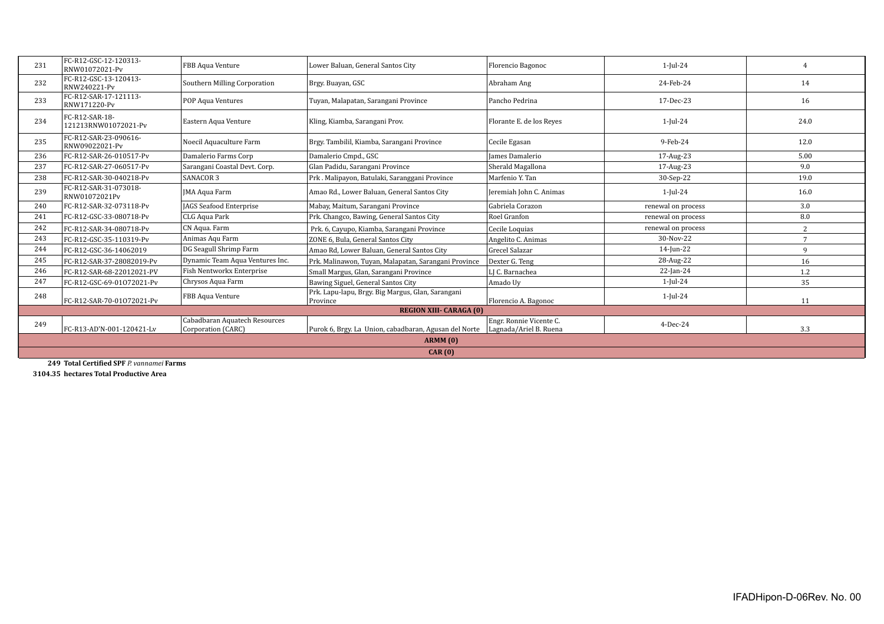| | | | | | | |
|---|---|---|---|---|---|---|
| 231 | FC-R12-GSC-12-120313-RNW01072021-Pv | FBB Aqua Venture | Lower Baluan, General Santos City | Florencio Bagonoc | 1-Jul-24 | 4 |
| 232 | FC-R12-GSC-13-120413-RNW240221-Pv | Southern Milling Corporation | Brgy. Buayan, GSC | Abraham Ang | 24-Feb-24 | 14 |
| 233 | FC-R12-SAR-17-121113-RNW171220-Pv | POP Aqua Ventures | Tuyan, Malapatan, Sarangani Province | Pancho Pedrina | 17-Dec-23 | 16 |
| 234 | FC-R12-SAR-18-121213RNW01072021-Pv | Eastern Aqua Venture | Kling, Kiamba, Sarangani Prov. | Florante E. de los Reyes | 1-Jul-24 | 24.0 |
| 235 | FC-R12-SAR-23-090616-RNW09022021-Pv | Noecil Aquaculture Farm | Brgy. Tambilil, Kiamba, Sarangani Province | Cecile Egasan | 9-Feb-24 | 12.0 |
| 236 | FC-R12-SAR-26-010517-Pv | Damalerio Farms Corp | Damalerio Cmpd., GSC | James Damalerio | 17-Aug-23 | 5.00 |
| 237 | FC-R12-SAR-27-060517-Pv | Sarangani Coastal Devt. Corp. | Glan Padidu, Sarangani Province | Sherald Magallona | 17-Aug-23 | 9.0 |
| 238 | FC-R12-SAR-30-040218-Pv | SANACOR 3 | Prk . Malipayon, Batulaki, Saranggani Province | Marfenio Y. Tan | 30-Sep-22 | 19.0 |
| 239 | FC-R12-SAR-31-073018-RNW01072021Pv | JMA Aqua Farm | Amao Rd., Lower Baluan, General Santos City | Jeremiah John C. Animas | 1-Jul-24 | 16.0 |
| 240 | FC-R12-SAR-32-073118-Pv | JAGS Seafood Enterprise | Mabay, Maitum, Sarangani Province | Gabriela Corazon | renewal on process | 3.0 |
| 241 | FC-R12-GSC-33-080718-Pv | CLG Aqua Park | Prk. Changco, Bawing, General Santos City | Roel Granfon | renewal on process | 8.0 |
| 242 | FC-R12-SAR-34-080718-Pv | CN Aqua. Farm | Prk. 6, Cayupo, Kiamba, Sarangani Province | Cecile Loquias | renewal on process | 2 |
| 243 | FC-R12-GSC-35-110319-Pv | Animas Aqu Farm | ZONE 6, Bula, General Santos City | Angelito C. Animas | 30-Nov-22 | 7 |
| 244 | FC-R12-GSC-36-14062019 | DG Seagull Shrimp Farm | Amao Rd, Lower Baluan, General Santos City | Grecel Salazar | 14-Jun-22 | 9 |
| 245 | FC-R12-SAR-37-28082019-Pv | Dynamic Team Aqua Ventures Inc. | Prk. Malinawon, Tuyan, Malapatan, Sarangani Province | Dexter G. Teng | 28-Aug-22 | 16 |
| 246 | FC-R12-SAR-68-22012021-PV | Fish Nentworkx Enterprise | Small Margus, Glan, Sarangani Province | LJ C. Barnachea | 22-Jan-24 | 1.2 |
| 247 | FC-R12-GSC-69-01072021-Pv | Chrysos Aqua Farm | Bawing Siguel, General Santos City | Amado Uy | 1-Jul-24 | 35 |
| 248 | FC-R12-SAR-70-01072021-Pv | FBB Aqua Venture | Prk. Lapu-lapu, Brgy. Big Margus, Glan, Sarangani Province | Florencio A. Bagonoc | 1-Jul-24 | 11 |
| **REGION XIII- CARAGA (0)** | | | | | | |
| 249 | FC-R13-AD'N-001-120421-Lv | Cabadbaran Aquatech Resources Corporation (CARC) | Purok 6, Brgy. La Union, cabadbaran, Agusan del Norte | Engr. Ronnie Vicente C. Lagnada/Ariel B. Ruena | 4-Dec-24 | 3.3 |
| **ARMM (0)** | | | | | | |
| **CAR (0)** | | | | | | |

**249 Total Certified SPF *P. vannamei* Farms**

**3104.35 hectares Total Productive Area**

IFADHipon-D-06Rev. No. 00